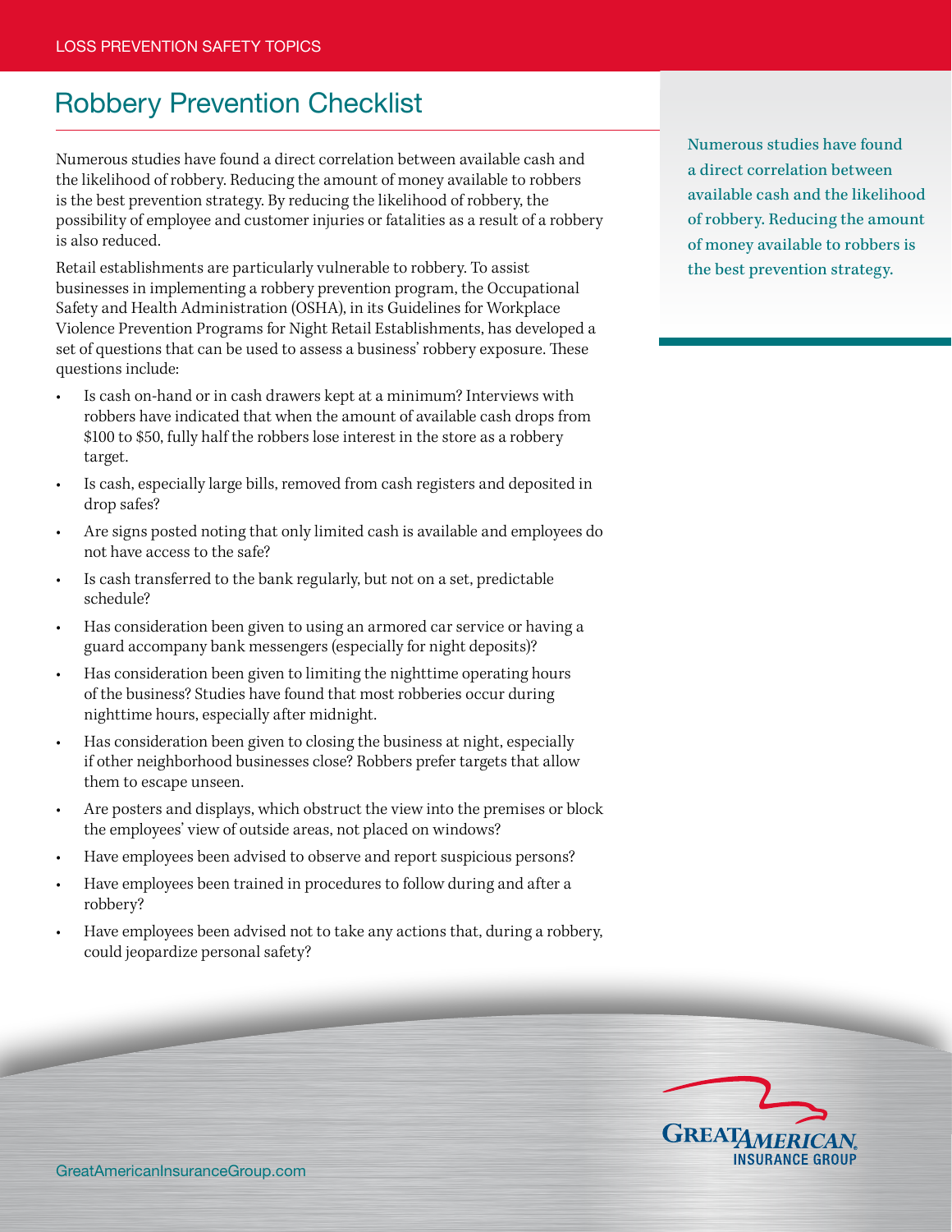# Robbery Prevention Checklist

Numerous studies have found a direct correlation between available cash and the likelihood of robbery. Reducing the amount of money available to robbers is the best prevention strategy. By reducing the likelihood of robbery, the possibility of employee and customer injuries or fatalities as a result of a robbery is also reduced.

Retail establishments are particularly vulnerable to robbery. To assist businesses in implementing a robbery prevention program, the Occupational Safety and Health Administration (OSHA), in its Guidelines for Workplace Violence Prevention Programs for Night Retail Establishments, has developed a set of questions that can be used to assess a business' robbery exposure. These questions include:

- Is cash on-hand or in cash drawers kept at a minimum? Interviews with robbers have indicated that when the amount of available cash drops from $100 to $50, fully half the robbers lose interest in the store as a robbery target.
- Is cash, especially large bills, removed from cash registers and deposited in drop safes?
- Are signs posted noting that only limited cash is available and employees do not have access to the safe?
- Is cash transferred to the bank regularly, but not on a set, predictable schedule?
- Has consideration been given to using an armored car service or having a guard accompany bank messengers (especially for night deposits)?
- Has consideration been given to limiting the nighttime operating hours of the business? Studies have found that most robberies occur during nighttime hours, especially after midnight.
- Has consideration been given to closing the business at night, especially if other neighborhood businesses close? Robbers prefer targets that allow them to escape unseen.
- Are posters and displays, which obstruct the view into the premises or block the employees' view of outside areas, not placed on windows?
- Have employees been advised to observe and report suspicious persons?
- Have employees been trained in procedures to follow during and after a robbery?
- Have employees been advised not to take any actions that, during a robbery, could jeopardize personal safety?

Numerous studies have found a direct correlation between available cash and the likelihood of robbery. Reducing the amount of money available to robbers is the best prevention strategy.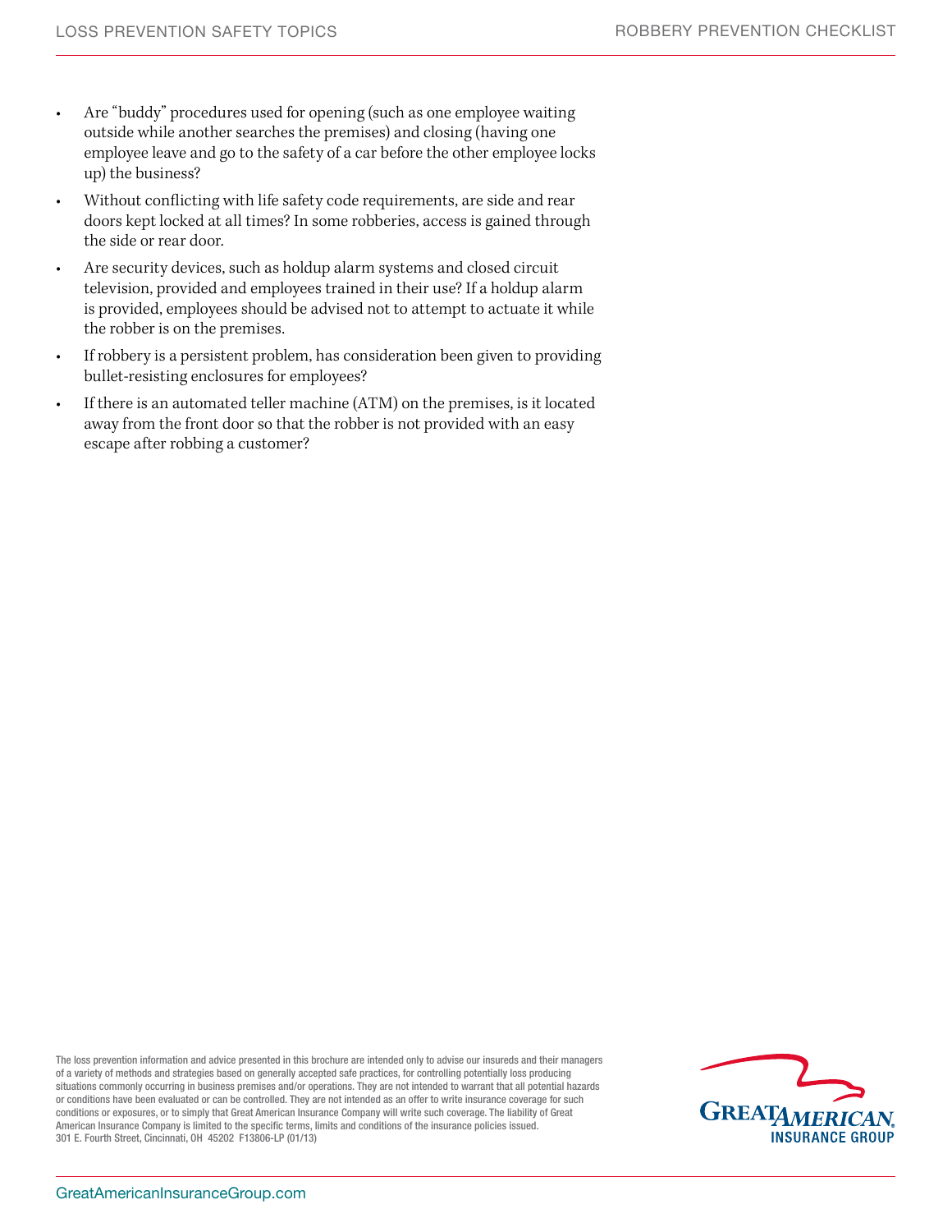- Are "buddy" procedures used for opening (such as one employee waiting outside while another searches the premises) and closing (having one employee leave and go to the safety of a car before the other employee locks up) the business?
- Without conflicting with life safety code requirements, are side and rear doors kept locked at all times? In some robberies, access is gained through the side or rear door.
- Are security devices, such as holdup alarm systems and closed circuit television, provided and employees trained in their use? If a holdup alarm is provided, employees should be advised not to attempt to actuate it while the robber is on the premises.
- If robbery is a persistent problem, has consideration been given to providing bullet-resisting enclosures for employees?
- If there is an automated teller machine (ATM) on the premises, is it located away from the front door so that the robber is not provided with an easy escape after robbing a customer?

The loss prevention information and advice presented in this brochure are intended only to advise our insureds and their managers of a variety of methods and strategies based on generally accepted safe practices, for controlling potentially loss producing situations commonly occurring in business premises and/or operations. They are not intended to warrant that all potential hazards or conditions have been evaluated or can be controlled. They are not intended as an offer to write insurance coverage for such conditions or exposures, or to simply that Great American Insurance Company will write such coverage. The liability of Great American Insurance Company is limited to the specific terms, limits and conditions of the insurance policies issued.
301 E. Fourth Street, Cincinnati, OH 45202 F13806-LP (01/13)

GREAT AMERICAN INSURANCE GROUP

GreatAmericanInsuranceGroup.com